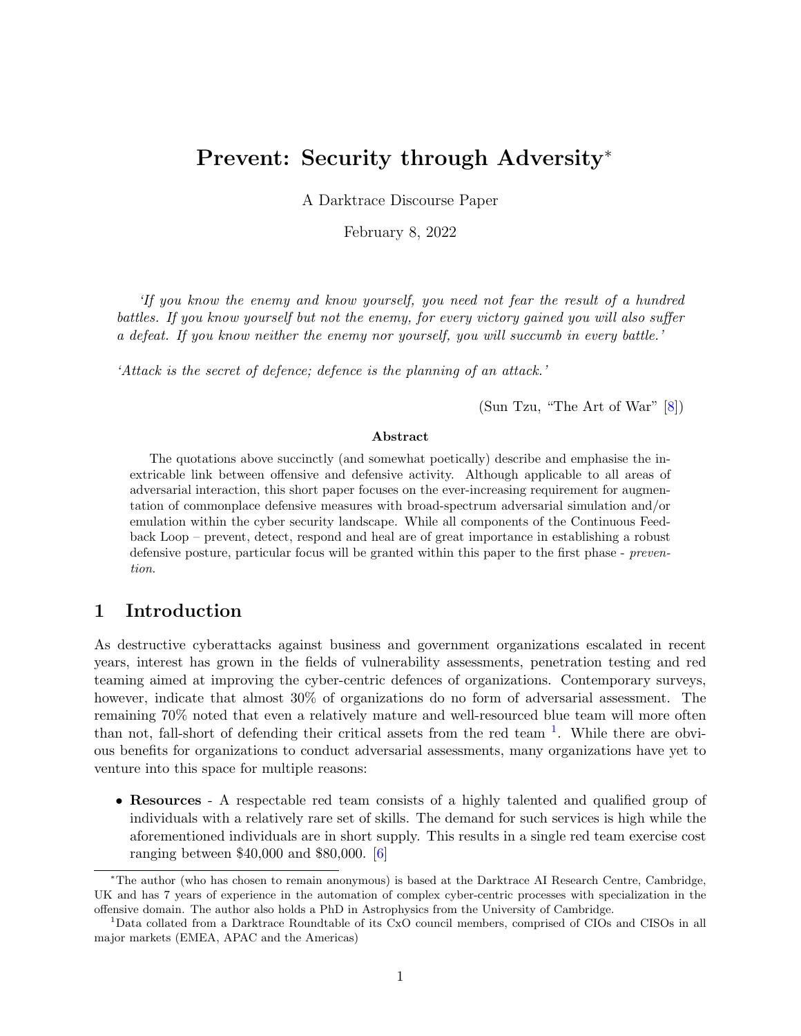# Prevent: Security through Adversity[*]

A Darktrace Discourse Paper

February 8, 2022

> *'If you know the enemy and know yourself, you need not fear the result of a hundred battles. If you know yourself but not the enemy, for every victory gained you will also suffer a defeat. If you know neither the enemy nor yourself, you will succumb in every battle.'*
>
> *'Attack is the secret of defence; defence is the planning of an attack.'*
>
> (Sun Tzu, "The Art of War" [8])

**Abstract**

The quotations above succinctly (and somewhat poetically) describe and emphasise the inextricable link between offensive and defensive activity. Although applicable to all areas of adversarial interaction, this short paper focuses on the ever-increasing requirement for augmentation of commonplace defensive measures with broad-spectrum adversarial simulation and/or emulation within the cyber security landscape. While all components of the Continuous Feedback Loop – prevent, detect, respond and heal are of great importance in establishing a robust defensive posture, particular focus will be granted within this paper to the first phase - *prevention*.

## 1 Introduction

As destructive cyberattacks against business and government organizations escalated in recent years, interest has grown in the fields of vulnerability assessments, penetration testing and red teaming aimed at improving the cyber-centric defences of organizations. Contemporary surveys, however, indicate that almost 30% of organizations do no form of adversarial assessment. The remaining 70% noted that even a relatively mature and well-resourced blue team will more often than not, fall-short of defending their critical assets from the red team [1]. While there are obvious benefits for organizations to conduct adversarial assessments, many organizations have yet to venture into this space for multiple reasons:

- **Resources** - A respectable red team consists of a highly talented and qualified group of individuals with a relatively rare set of skills. The demand for such services is high while the aforementioned individuals are in short supply. This results in a single red team exercise cost ranging between $40,000 and $80,000. [6]

---

[*] The author (who has chosen to remain anonymous) is based at the Darktrace AI Research Centre, Cambridge, UK and has 7 years of experience in the automation of complex cyber-centric processes with specialization in the offensive domain. The author also holds a PhD in Astrophysics from the University of Cambridge.

[1] Data collated from a Darktrace Roundtable of its CxO council members, comprised of CIOs and CISOs in all major markets (EMEA, APAC and the Americas)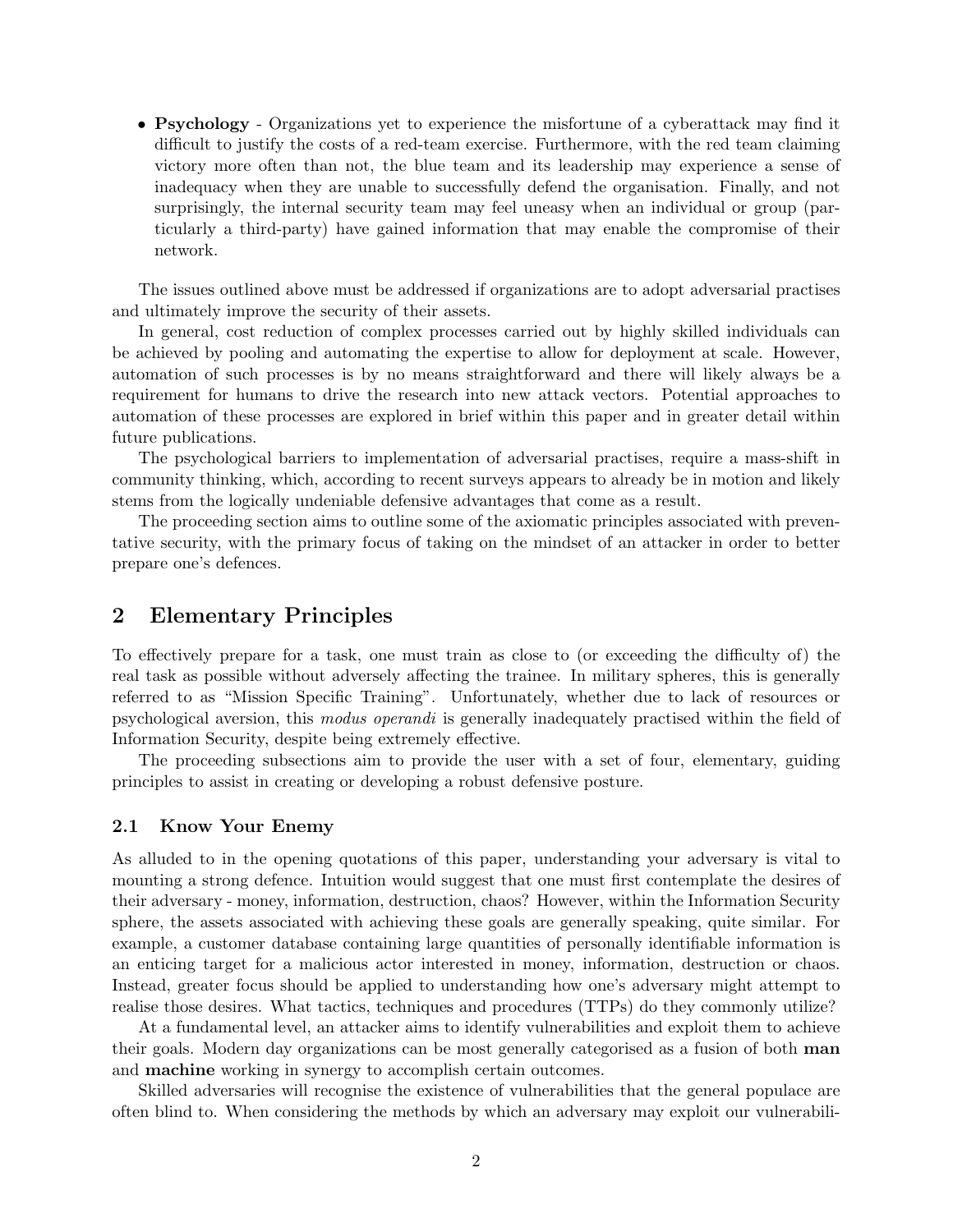- **Psychology** - Organizations yet to experience the misfortune of a cyberattack may find it difficult to justify the costs of a red-team exercise. Furthermore, with the red team claiming victory more often than not, the blue team and its leadership may experience a sense of inadequacy when they are unable to successfully defend the organisation. Finally, and not surprisingly, the internal security team may feel uneasy when an individual or group (particularly a third-party) have gained information that may enable the compromise of their network.

The issues outlined above must be addressed if organizations are to adopt adversarial practises and ultimately improve the security of their assets.

In general, cost reduction of complex processes carried out by highly skilled individuals can be achieved by pooling and automating the expertise to allow for deployment at scale. However, automation of such processes is by no means straightforward and there will likely always be a requirement for humans to drive the research into new attack vectors. Potential approaches to automation of these processes are explored in brief within this paper and in greater detail within future publications.

The psychological barriers to implementation of adversarial practises, require a mass-shift in community thinking, which, according to recent surveys appears to already be in motion and likely stems from the logically undeniable defensive advantages that come as a result.

The proceeding section aims to outline some of the axiomatic principles associated with preventative security, with the primary focus of taking on the mindset of an attacker in order to better prepare one's defences.

## 2 Elementary Principles

To effectively prepare for a task, one must train as close to (or exceeding the difficulty of) the real task as possible without adversely affecting the trainee. In military spheres, this is generally referred to as "Mission Specific Training". Unfortunately, whether due to lack of resources or psychological aversion, this *modus operandi* is generally inadequately practised within the field of Information Security, despite being extremely effective.

The proceeding subsections aim to provide the user with a set of four, elementary, guiding principles to assist in creating or developing a robust defensive posture.

### 2.1 Know Your Enemy

As alluded to in the opening quotations of this paper, understanding your adversary is vital to mounting a strong defence. Intuition would suggest that one must first contemplate the desires of their adversary - money, information, destruction, chaos? However, within the Information Security sphere, the assets associated with achieving these goals are generally speaking, quite similar. For example, a customer database containing large quantities of personally identifiable information is an enticing target for a malicious actor interested in money, information, destruction or chaos. Instead, greater focus should be applied to understanding how one's adversary might attempt to realise those desires. What tactics, techniques and procedures (TTPs) do they commonly utilize?

At a fundamental level, an attacker aims to identify vulnerabilities and exploit them to achieve their goals. Modern day organizations can be most generally categorised as a fusion of both **man** and **machine** working in synergy to accomplish certain outcomes.

Skilled adversaries will recognise the existence of vulnerabilities that the general populace are often blind to. When considering the methods by which an adversary may exploit our vulnerabili-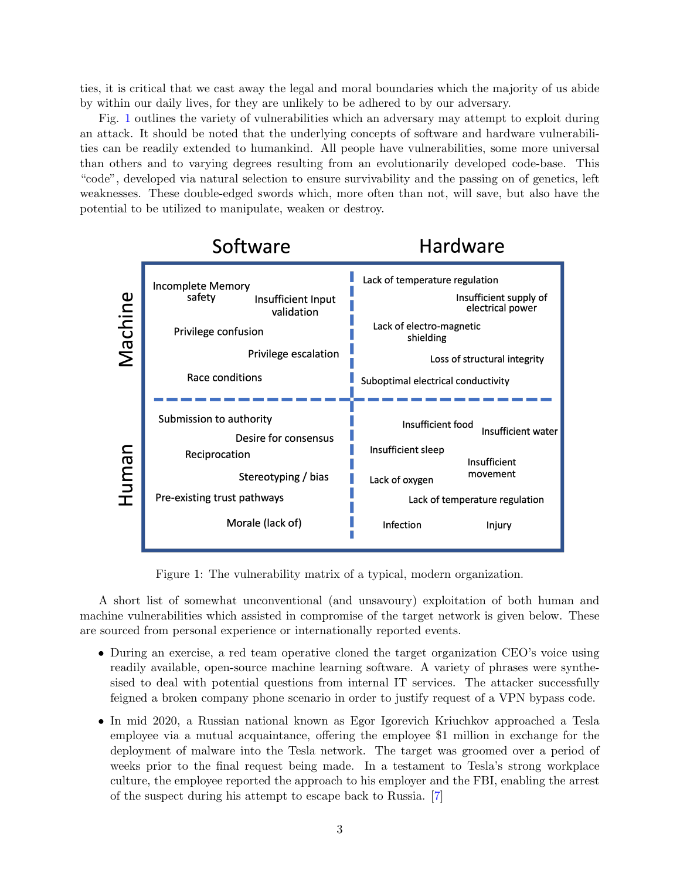ties, it is critical that we cast away the legal and moral boundaries which the majority of us abide by within our daily lives, for they are unlikely to be adhered to by our adversary.

Fig. 1 outlines the variety of vulnerabilities which an adversary may attempt to exploit during an attack. It should be noted that the underlying concepts of software and hardware vulnerabilities can be readily extended to humankind. All people have vulnerabilities, some more universal than others and to varying degrees resulting from an evolutionarily developed code-base. This "code", developed via natural selection to ensure survivability and the passing on of genetics, left weaknesses. These double-edged swords which, more often than not, will save, but also have the potential to be utilized to manipulate, weaken or destroy.

| | Software | Hardware |
|---|---|---|
| **Machine** | Incomplete Memory safety; Insufficient Input validation; Privilege confusion; Privilege escalation; Race conditions | Lack of temperature regulation; Insufficient supply of electrical power; Lack of electro-magnetic shielding; Loss of structural integrity; Suboptimal electrical conductivity |
| **Human** | Submission to authority; Desire for consensus; Reciprocation; Stereotyping / bias; Pre-existing trust pathways; Morale (lack of) | Insufficient food; Insufficient water; Insufficient sleep; Insufficient movement; Lack of oxygen; Lack of temperature regulation; Infection; Injury |

Figure 1: The vulnerability matrix of a typical, modern organization.

A short list of somewhat unconventional (and unsavoury) exploitation of both human and machine vulnerabilities which assisted in compromise of the target network is given below. These are sourced from personal experience or internationally reported events.

- During an exercise, a red team operative cloned the target organization CEO's voice using readily available, open-source machine learning software. A variety of phrases were synthesised to deal with potential questions from internal IT services. The attacker successfully feigned a broken company phone scenario in order to justify request of a VPN bypass code.
- In mid 2020, a Russian national known as Egor Igorevich Kriuchkov approached a Tesla employee via a mutual acquaintance, offering the employee $1 million in exchange for the deployment of malware into the Tesla network. The target was groomed over a period of weeks prior to the final request being made. In a testament to Tesla's strong workplace culture, the employee reported the approach to his employer and the FBI, enabling the arrest of the suspect during his attempt to escape back to Russia. [7]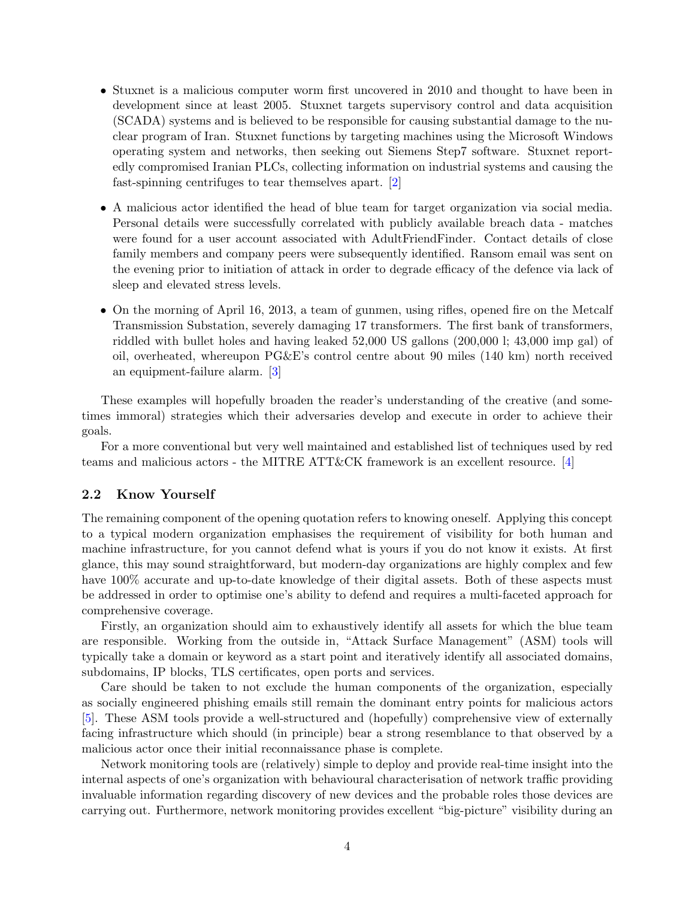- Stuxnet is a malicious computer worm first uncovered in 2010 and thought to have been in development since at least 2005. Stuxnet targets supervisory control and data acquisition (SCADA) systems and is believed to be responsible for causing substantial damage to the nuclear program of Iran. Stuxnet functions by targeting machines using the Microsoft Windows operating system and networks, then seeking out Siemens Step7 software. Stuxnet reportedly compromised Iranian PLCs, collecting information on industrial systems and causing the fast-spinning centrifuges to tear themselves apart. [2]

- A malicious actor identified the head of blue team for target organization via social media. Personal details were successfully correlated with publicly available breach data - matches were found for a user account associated with AdultFriendFinder. Contact details of close family members and company peers were subsequently identified. Ransom email was sent on the evening prior to initiation of attack in order to degrade efficacy of the defence via lack of sleep and elevated stress levels.

- On the morning of April 16, 2013, a team of gunmen, using rifles, opened fire on the Metcalf Transmission Substation, severely damaging 17 transformers. The first bank of transformers, riddled with bullet holes and having leaked 52,000 US gallons (200,000 l; 43,000 imp gal) of oil, overheated, whereupon PG&E's control centre about 90 miles (140 km) north received an equipment-failure alarm. [3]

These examples will hopefully broaden the reader's understanding of the creative (and sometimes immoral) strategies which their adversaries develop and execute in order to achieve their goals.

For a more conventional but very well maintained and established list of techniques used by red teams and malicious actors - the MITRE ATT&CK framework is an excellent resource. [4]

### 2.2 Know Yourself

The remaining component of the opening quotation refers to knowing oneself. Applying this concept to a typical modern organization emphasises the requirement of visibility for both human and machine infrastructure, for you cannot defend what is yours if you do not know it exists. At first glance, this may sound straightforward, but modern-day organizations are highly complex and few have 100% accurate and up-to-date knowledge of their digital assets. Both of these aspects must be addressed in order to optimise one's ability to defend and requires a multi-faceted approach for comprehensive coverage.

Firstly, an organization should aim to exhaustively identify all assets for which the blue team are responsible. Working from the outside in, "Attack Surface Management" (ASM) tools will typically take a domain or keyword as a start point and iteratively identify all associated domains, subdomains, IP blocks, TLS certificates, open ports and services.

Care should be taken to not exclude the human components of the organization, especially as socially engineered phishing emails still remain the dominant entry points for malicious actors [5]. These ASM tools provide a well-structured and (hopefully) comprehensive view of externally facing infrastructure which should (in principle) bear a strong resemblance to that observed by a malicious actor once their initial reconnaissance phase is complete.

Network monitoring tools are (relatively) simple to deploy and provide real-time insight into the internal aspects of one's organization with behavioural characterisation of network traffic providing invaluable information regarding discovery of new devices and the probable roles those devices are carrying out. Furthermore, network monitoring provides excellent "big-picture" visibility during an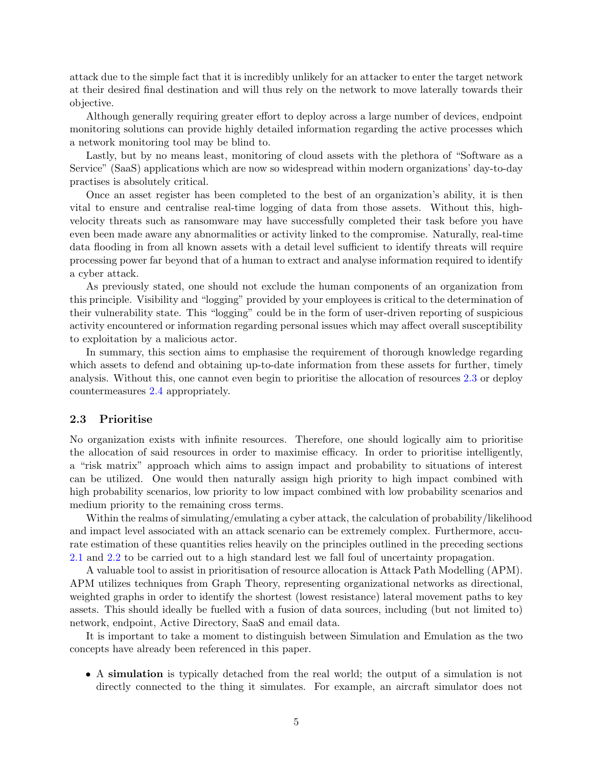attack due to the simple fact that it is incredibly unlikely for an attacker to enter the target network at their desired final destination and will thus rely on the network to move laterally towards their objective.

Although generally requiring greater effort to deploy across a large number of devices, endpoint monitoring solutions can provide highly detailed information regarding the active processes which a network monitoring tool may be blind to.

Lastly, but by no means least, monitoring of cloud assets with the plethora of "Software as a Service" (SaaS) applications which are now so widespread within modern organizations' day-to-day practises is absolutely critical.

Once an asset register has been completed to the best of an organization's ability, it is then vital to ensure and centralise real-time logging of data from those assets. Without this, high-velocity threats such as ransomware may have successfully completed their task before you have even been made aware any abnormalities or activity linked to the compromise. Naturally, real-time data flooding in from all known assets with a detail level sufficient to identify threats will require processing power far beyond that of a human to extract and analyse information required to identify a cyber attack.

As previously stated, one should not exclude the human components of an organization from this principle. Visibility and "logging" provided by your employees is critical to the determination of their vulnerability state. This "logging" could be in the form of user-driven reporting of suspicious activity encountered or information regarding personal issues which may affect overall susceptibility to exploitation by a malicious actor.

In summary, this section aims to emphasise the requirement of thorough knowledge regarding which assets to defend and obtaining up-to-date information from these assets for further, timely analysis. Without this, one cannot even begin to prioritise the allocation of resources 2.3 or deploy countermeasures 2.4 appropriately.

### 2.3 Prioritise

No organization exists with infinite resources. Therefore, one should logically aim to prioritise the allocation of said resources in order to maximise efficacy. In order to prioritise intelligently, a "risk matrix" approach which aims to assign impact and probability to situations of interest can be utilized. One would then naturally assign high priority to high impact combined with high probability scenarios, low priority to low impact combined with low probability scenarios and medium priority to the remaining cross terms.

Within the realms of simulating/emulating a cyber attack, the calculation of probability/likelihood and impact level associated with an attack scenario can be extremely complex. Furthermore, accurate estimation of these quantities relies heavily on the principles outlined in the preceding sections 2.1 and 2.2 to be carried out to a high standard lest we fall foul of uncertainty propagation.

A valuable tool to assist in prioritisation of resource allocation is Attack Path Modelling (APM). APM utilizes techniques from Graph Theory, representing organizational networks as directional, weighted graphs in order to identify the shortest (lowest resistance) lateral movement paths to key assets. This should ideally be fuelled with a fusion of data sources, including (but not limited to) network, endpoint, Active Directory, SaaS and email data.

It is important to take a moment to distinguish between Simulation and Emulation as the two concepts have already been referenced in this paper.

- A **simulation** is typically detached from the real world; the output of a simulation is not directly connected to the thing it simulates. For example, an aircraft simulator does not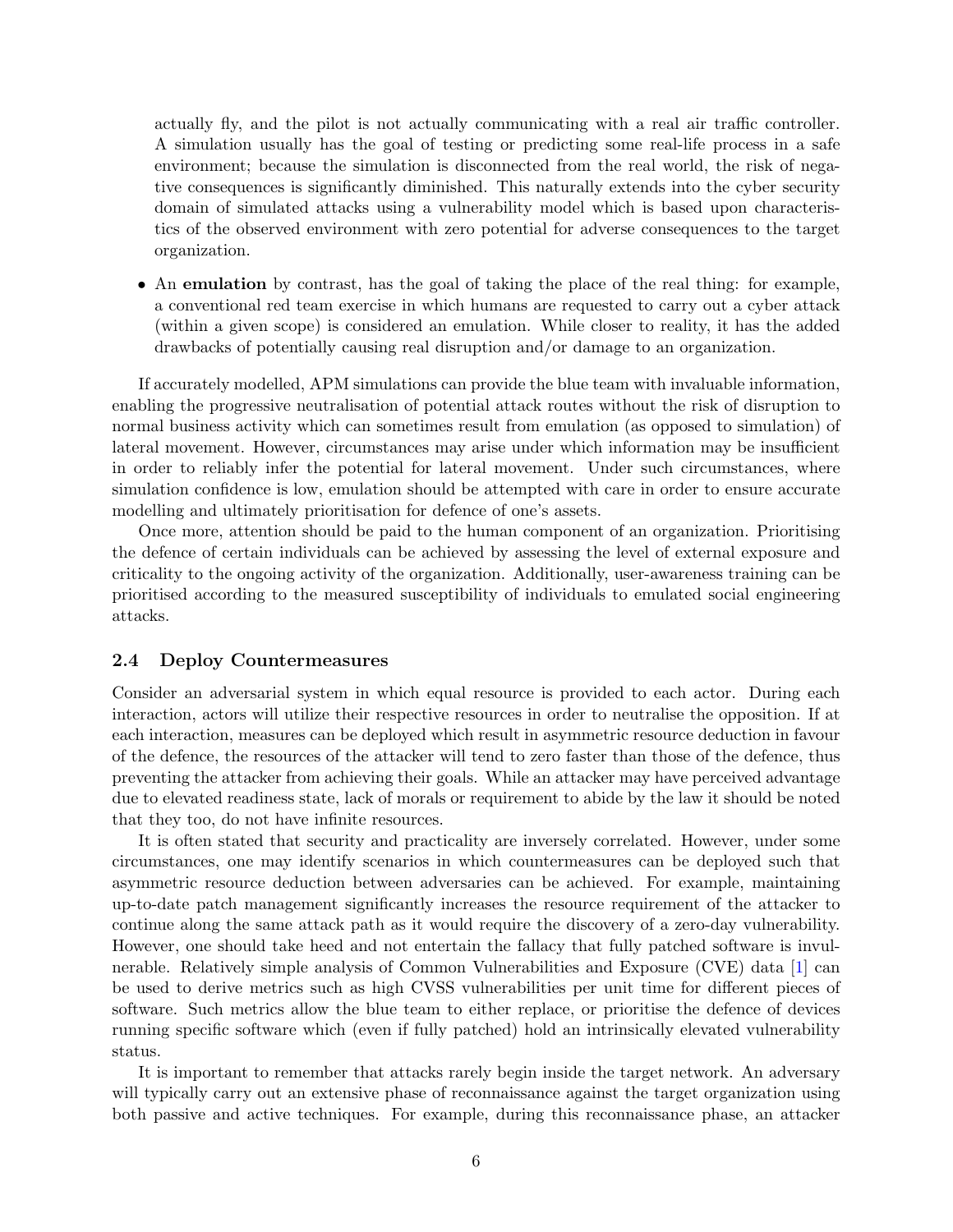actually fly, and the pilot is not actually communicating with a real air traffic controller. A simulation usually has the goal of testing or predicting some real-life process in a safe environment; because the simulation is disconnected from the real world, the risk of negative consequences is significantly diminished. This naturally extends into the cyber security domain of simulated attacks using a vulnerability model which is based upon characteristics of the observed environment with zero potential for adverse consequences to the target organization.

- An **emulation** by contrast, has the goal of taking the place of the real thing: for example, a conventional red team exercise in which humans are requested to carry out a cyber attack (within a given scope) is considered an emulation. While closer to reality, it has the added drawbacks of potentially causing real disruption and/or damage to an organization.

If accurately modelled, APM simulations can provide the blue team with invaluable information, enabling the progressive neutralisation of potential attack routes without the risk of disruption to normal business activity which can sometimes result from emulation (as opposed to simulation) of lateral movement. However, circumstances may arise under which information may be insufficient in order to reliably infer the potential for lateral movement. Under such circumstances, where simulation confidence is low, emulation should be attempted with care in order to ensure accurate modelling and ultimately prioritisation for defence of one's assets.

Once more, attention should be paid to the human component of an organization. Prioritising the defence of certain individuals can be achieved by assessing the level of external exposure and criticality to the ongoing activity of the organization. Additionally, user-awareness training can be prioritised according to the measured susceptibility of individuals to emulated social engineering attacks.

### 2.4 Deploy Countermeasures

Consider an adversarial system in which equal resource is provided to each actor. During each interaction, actors will utilize their respective resources in order to neutralise the opposition. If at each interaction, measures can be deployed which result in asymmetric resource deduction in favour of the defence, the resources of the attacker will tend to zero faster than those of the defence, thus preventing the attacker from achieving their goals. While an attacker may have perceived advantage due to elevated readiness state, lack of morals or requirement to abide by the law it should be noted that they too, do not have infinite resources.

It is often stated that security and practicality are inversely correlated. However, under some circumstances, one may identify scenarios in which countermeasures can be deployed such that asymmetric resource deduction between adversaries can be achieved. For example, maintaining up-to-date patch management significantly increases the resource requirement of the attacker to continue along the same attack path as it would require the discovery of a zero-day vulnerability. However, one should take heed and not entertain the fallacy that fully patched software is invulnerable. Relatively simple analysis of Common Vulnerabilities and Exposure (CVE) data [1] can be used to derive metrics such as high CVSS vulnerabilities per unit time for different pieces of software. Such metrics allow the blue team to either replace, or prioritise the defence of devices running specific software which (even if fully patched) hold an intrinsically elevated vulnerability status.

It is important to remember that attacks rarely begin inside the target network. An adversary will typically carry out an extensive phase of reconnaissance against the target organization using both passive and active techniques. For example, during this reconnaissance phase, an attacker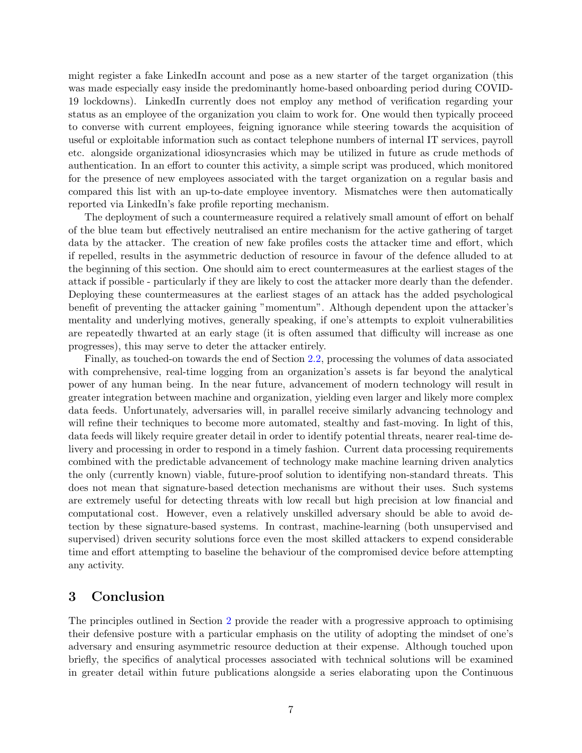might register a fake LinkedIn account and pose as a new starter of the target organization (this was made especially easy inside the predominantly home-based onboarding period during COVID-19 lockdowns). LinkedIn currently does not employ any method of verification regarding your status as an employee of the organization you claim to work for. One would then typically proceed to converse with current employees, feigning ignorance while steering towards the acquisition of useful or exploitable information such as contact telephone numbers of internal IT services, payroll etc. alongside organizational idiosyncrasies which may be utilized in future as crude methods of authentication. In an effort to counter this activity, a simple script was produced, which monitored for the presence of new employees associated with the target organization on a regular basis and compared this list with an up-to-date employee inventory. Mismatches were then automatically reported via LinkedIn's fake profile reporting mechanism.

The deployment of such a countermeasure required a relatively small amount of effort on behalf of the blue team but effectively neutralised an entire mechanism for the active gathering of target data by the attacker. The creation of new fake profiles costs the attacker time and effort, which if repelled, results in the asymmetric deduction of resource in favour of the defence alluded to at the beginning of this section. One should aim to erect countermeasures at the earliest stages of the attack if possible - particularly if they are likely to cost the attacker more dearly than the defender. Deploying these countermeasures at the earliest stages of an attack has the added psychological benefit of preventing the attacker gaining "momentum". Although dependent upon the attacker's mentality and underlying motives, generally speaking, if one's attempts to exploit vulnerabilities are repeatedly thwarted at an early stage (it is often assumed that difficulty will increase as one progresses), this may serve to deter the attacker entirely.

Finally, as touched-on towards the end of Section 2.2, processing the volumes of data associated with comprehensive, real-time logging from an organization's assets is far beyond the analytical power of any human being. In the near future, advancement of modern technology will result in greater integration between machine and organization, yielding even larger and likely more complex data feeds. Unfortunately, adversaries will, in parallel receive similarly advancing technology and will refine their techniques to become more automated, stealthy and fast-moving. In light of this, data feeds will likely require greater detail in order to identify potential threats, nearer real-time delivery and processing in order to respond in a timely fashion. Current data processing requirements combined with the predictable advancement of technology make machine learning driven analytics the only (currently known) viable, future-proof solution to identifying non-standard threats. This does not mean that signature-based detection mechanisms are without their uses. Such systems are extremely useful for detecting threats with low recall but high precision at low financial and computational cost. However, even a relatively unskilled adversary should be able to avoid detection by these signature-based systems. In contrast, machine-learning (both unsupervised and supervised) driven security solutions force even the most skilled attackers to expend considerable time and effort attempting to baseline the behaviour of the compromised device before attempting any activity.

## 3 Conclusion

The principles outlined in Section 2 provide the reader with a progressive approach to optimising their defensive posture with a particular emphasis on the utility of adopting the mindset of one's adversary and ensuring asymmetric resource deduction at their expense. Although touched upon briefly, the specifics of analytical processes associated with technical solutions will be examined in greater detail within future publications alongside a series elaborating upon the Continuous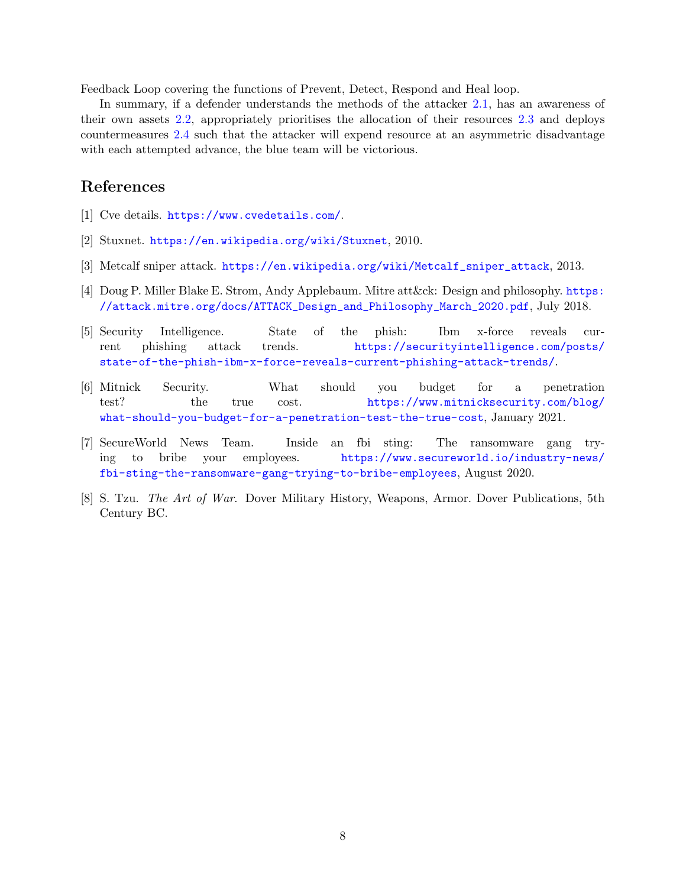Feedback Loop covering the functions of Prevent, Detect, Respond and Heal loop.

In summary, if a defender understands the methods of the attacker 2.1, has an awareness of their own assets 2.2, appropriately prioritises the allocation of their resources 2.3 and deploys countermeasures 2.4 such that the attacker will expend resource at an asymmetric disadvantage with each attempted advance, the blue team will be victorious.

## References

[1] Cve details. https://www.cvedetails.com/.

[2] Stuxnet. https://en.wikipedia.org/wiki/Stuxnet, 2010.

[3] Metcalf sniper attack. https://en.wikipedia.org/wiki/Metcalf_sniper_attack, 2013.

[4] Doug P. Miller Blake E. Strom, Andy Applebaum. Mitre att&ck: Design and philosophy. https://attack.mitre.org/docs/ATTACK_Design_and_Philosophy_March_2020.pdf, July 2018.

[5] Security Intelligence. State of the phish: Ibm x-force reveals current phishing attack trends. https://securityintelligence.com/posts/state-of-the-phish-ibm-x-force-reveals-current-phishing-attack-trends/.

[6] Mitnick Security. What should you budget for a penetration test? the true cost. https://www.mitnicksecurity.com/blog/what-should-you-budget-for-a-penetration-test-the-true-cost, January 2021.

[7] SecureWorld News Team. Inside an fbi sting: The ransomware gang trying to bribe your employees. https://www.secureworld.io/industry-news/fbi-sting-the-ransomware-gang-trying-to-bribe-employees, August 2020.

[8] S. Tzu. *The Art of War*. Dover Military History, Weapons, Armor. Dover Publications, 5th Century BC.